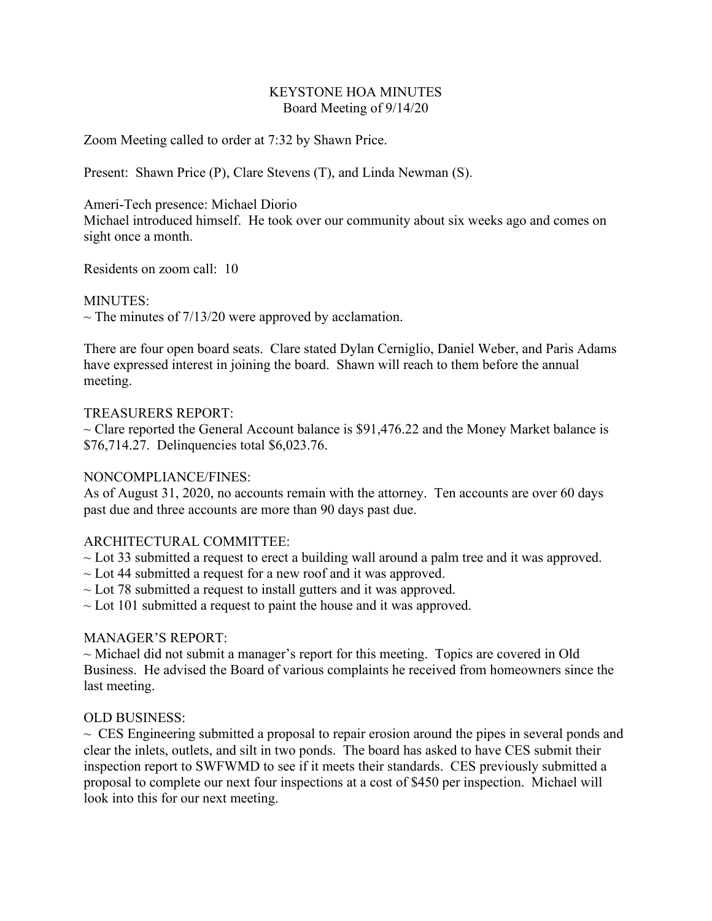# KEYSTONE HOA MINUTES

Board Meeting of 9/14/20

Zoom Meeting called to order at 7:32 by Shawn Price.

Present: Shawn Price (P), Clare Stevens (T), and Linda Newman (S).

Ameri-Tech presence: Michael Diorio
Michael introduced himself. He took over our community about six weeks ago and comes on sight once a month.

Residents on zoom call: 10

MINUTES:
~ The minutes of 7/13/20 were approved by acclamation.

There are four open board seats. Clare stated Dylan Cerniglio, Daniel Weber, and Paris Adams have expressed interest in joining the board. Shawn will reach to them before the annual meeting.

TREASURERS REPORT:
~ Clare reported the General Account balance is $91,476.22 and the Money Market balance is $76,714.27. Delinquencies total $6,023.76.

NONCOMPLIANCE/FINES:
As of August 31, 2020, no accounts remain with the attorney. Ten accounts are over 60 days past due and three accounts are more than 90 days past due.

ARCHITECTURAL COMMITTEE:
~ Lot 33 submitted a request to erect a building wall around a palm tree and it was approved.
~ Lot 44 submitted a request for a new roof and it was approved.
~ Lot 78 submitted a request to install gutters and it was approved.
~ Lot 101 submitted a request to paint the house and it was approved.

MANAGER'S REPORT:
~ Michael did not submit a manager's report for this meeting. Topics are covered in Old Business. He advised the Board of various complaints he received from homeowners since the last meeting.

OLD BUSINESS:
~ CES Engineering submitted a proposal to repair erosion around the pipes in several ponds and clear the inlets, outlets, and silt in two ponds. The board has asked to have CES submit their inspection report to SWFWMD to see if it meets their standards. CES previously submitted a proposal to complete our next four inspections at a cost of $450 per inspection. Michael will look into this for our next meeting.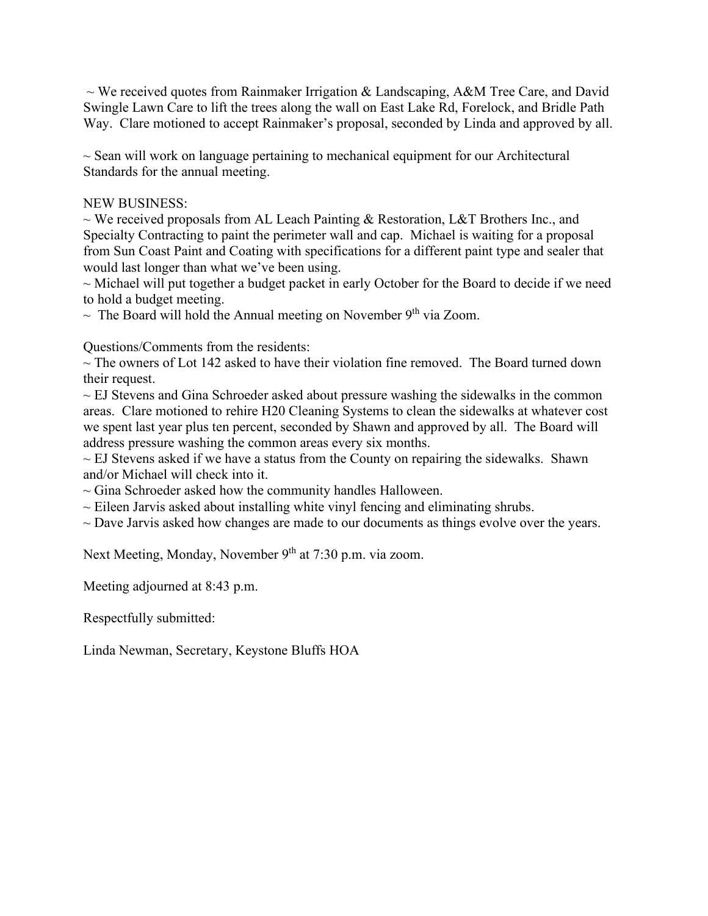~ We received quotes from Rainmaker Irrigation & Landscaping, A&M Tree Care, and David Swingle Lawn Care to lift the trees along the wall on East Lake Rd, Forelock, and Bridle Path Way. Clare motioned to accept Rainmaker's proposal, seconded by Linda and approved by all.

~ Sean will work on language pertaining to mechanical equipment for our Architectural Standards for the annual meeting.

NEW BUSINESS:
~ We received proposals from AL Leach Painting & Restoration, L&T Brothers Inc., and Specialty Contracting to paint the perimeter wall and cap. Michael is waiting for a proposal from Sun Coast Paint and Coating with specifications for a different paint type and sealer that would last longer than what we've been using.
~ Michael will put together a budget packet in early October for the Board to decide if we need to hold a budget meeting.
~ The Board will hold the Annual meeting on November 9th via Zoom.

Questions/Comments from the residents:
~ The owners of Lot 142 asked to have their violation fine removed. The Board turned down their request.
~ EJ Stevens and Gina Schroeder asked about pressure washing the sidewalks in the common areas. Clare motioned to rehire H20 Cleaning Systems to clean the sidewalks at whatever cost we spent last year plus ten percent, seconded by Shawn and approved by all. The Board will address pressure washing the common areas every six months.
~ EJ Stevens asked if we have a status from the County on repairing the sidewalks. Shawn and/or Michael will check into it.
~ Gina Schroeder asked how the community handles Halloween.
~ Eileen Jarvis asked about installing white vinyl fencing and eliminating shrubs.
~ Dave Jarvis asked how changes are made to our documents as things evolve over the years.

Next Meeting, Monday, November 9th at 7:30 p.m. via zoom.

Meeting adjourned at 8:43 p.m.

Respectfully submitted:

Linda Newman, Secretary, Keystone Bluffs HOA